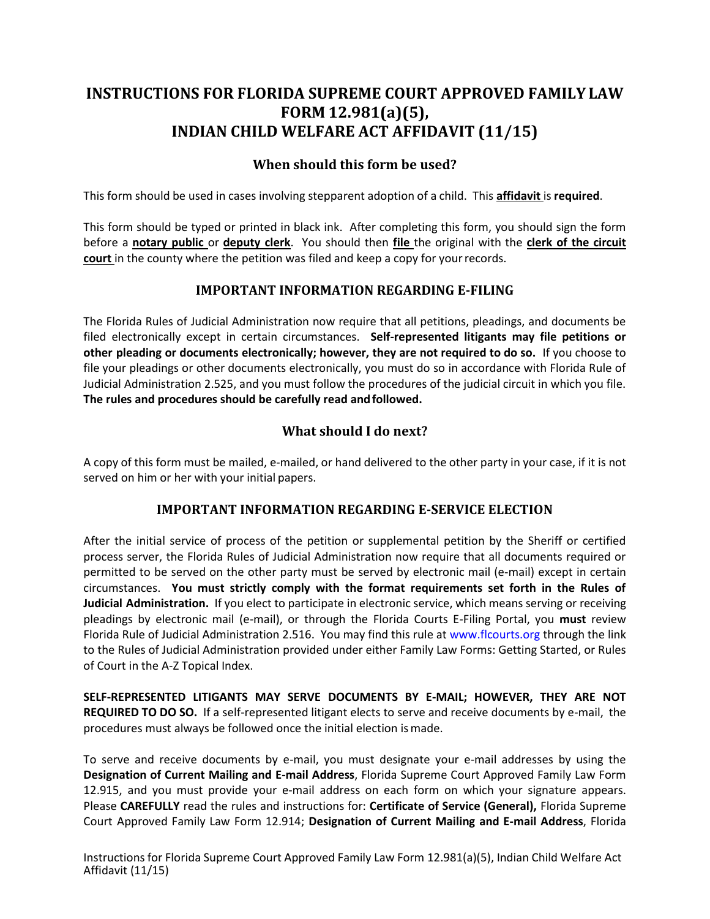# INSTRUCTIONS FOR FLORIDA SUPREME COURT APPROVED FAMILY LAW FORM 12.981(a)(5), INDIAN CHILD WELFARE ACT AFFIDAVIT (11/15)

## When should this form be used?

This form should be used in cases involving stepparent adoption of a child. This **affidavit** is **required**.

This form should be typed or printed in black ink. After completing this form, you should sign the form before a **notary public** or **deputy clerk**. You should then **file** the original with the **clerk of the circuit court** in the county where the petition was filed and keep a copy for your records.

## IMPORTANT INFORMATION REGARDING E-FILING

The Florida Rules of Judicial Administration now require that all petitions, pleadings, and documents be filed electronically except in certain circumstances. **Self-represented litigants may file petitions or other pleading or documents electronically; however, they are not required to do so.** If you choose to file your pleadings or other documents electronically, you must do so in accordance with Florida Rule of Judicial Administration 2.525, and you must follow the procedures of the judicial circuit in which you file. **The rules and procedures should be carefully read and followed.**

## What should I do next?

A copy of this form must be mailed, e-mailed, or hand delivered to the other party in your case, if it is not served on him or her with your initial papers.

## IMPORTANT INFORMATION REGARDING E-SERVICE ELECTION

After the initial service of process of the petition or supplemental petition by the Sheriff or certified process server, the Florida Rules of Judicial Administration now require that all documents required or permitted to be served on the other party must be served by electronic mail (e-mail) except in certain circumstances. **You must strictly comply with the format requirements set forth in the Rules of Judicial Administration.** If you elect to participate in electronic service, which means serving or receiving pleadings by electronic mail (e-mail), or through the Florida Courts E-Filing Portal, you **must** review Florida Rule of Judicial Administration 2.516. You may find this rule at www.flcourts.org through the link to the Rules of Judicial Administration provided under either Family Law Forms: Getting Started, or Rules of Court in the A-Z Topical Index.

**SELF-REPRESENTED LITIGANTS MAY SERVE DOCUMENTS BY E-MAIL; HOWEVER, THEY ARE NOT REQUIRED TO DO SO.** If a self-represented litigant elects to serve and receive documents by e-mail, the procedures must always be followed once the initial election is made.

To serve and receive documents by e-mail, you must designate your e-mail addresses by using the **Designation of Current Mailing and E-mail Address**, Florida Supreme Court Approved Family Law Form 12.915, and you must provide your e-mail address on each form on which your signature appears. Please **CAREFULLY** read the rules and instructions for: **Certificate of Service (General),** Florida Supreme Court Approved Family Law Form 12.914; **Designation of Current Mailing and E-mail Address**, Florida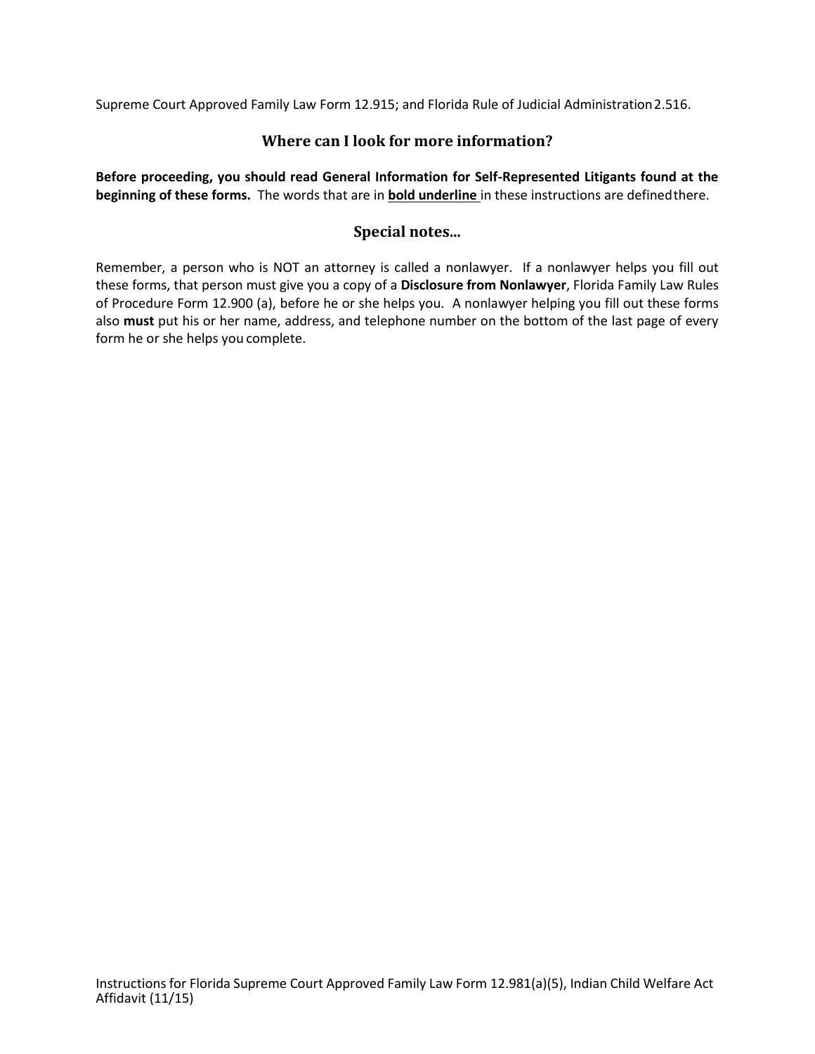Supreme Court Approved Family Law Form 12.915; and Florida Rule of Judicial Administration 2.516.

## Where can I look for more information?

**Before proceeding, you should read General Information for Self-Represented Litigants found at the beginning of these forms.** The words that are in **bold underline** in these instructions are defined there.

## Special notes...

Remember, a person who is NOT an attorney is called a nonlawyer. If a nonlawyer helps you fill out these forms, that person must give you a copy of a **Disclosure from Nonlawyer**, Florida Family Law Rules of Procedure Form 12.900 (a), before he or she helps you. A nonlawyer helping you fill out these forms also **must** put his or her name, address, and telephone number on the bottom of the last page of every form he or she helps you complete.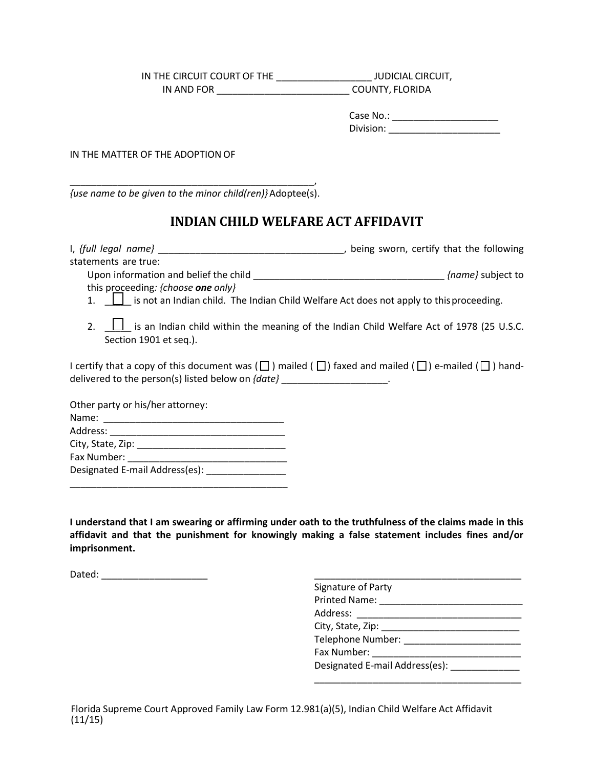IN THE CIRCUIT COURT OF THE ________________ JUDICIAL CIRCUIT,
IN AND FOR ______________________ COUNTY, FLORIDA

Case No.: __________________
Division: ___________________

IN THE MATTER OF THE ADOPTION OF

__________________________________________,
*{use name to be given to the minor child(ren)}* Adoptee(s).

# INDIAN CHILD WELFARE ACT AFFIDAVIT

I, *{full legal name}* ________________________________, being sworn, certify that the following statements are true:

Upon information and belief the child _________________________________ *{name}* subject to this proceeding*: {choose **one** only}*

1. ☐ is not an Indian child. The Indian Child Welfare Act does not apply to this proceeding.
2. ☐ is an Indian child within the meaning of the Indian Child Welfare Act of 1978 (25 U.S.C. Section 1901 et seq.).

I certify that a copy of this document was ( ☐ ) mailed ( ☐ ) faxed and mailed ( ☐ ) e-mailed ( ☐ ) hand-delivered to the person(s) listed below on *{date}* __________________.

Other party or his/her attorney:
Name: ______________________________
Address: ____________________________
City, State, Zip: ______________________
Fax Number: _________________________
Designated E-mail Address(es): ____________
______________________________________

**I understand that I am swearing or affirming under oath to the truthfulness of the claims made in this affidavit and that the punishment for knowingly making a false statement includes fines and/or imprisonment.**

Dated: __________________

______________________________________
Signature of Party
Printed Name: _________________________
Address: _____________________________
City, State, Zip: _______________________
Telephone Number: ____________________
Fax Number: __________________________
Designated E-mail Address(es): ___________
______________________________________

Florida Supreme Court Approved Family Law Form 12.981(a)(5), Indian Child Welfare Act Affidavit (11/15)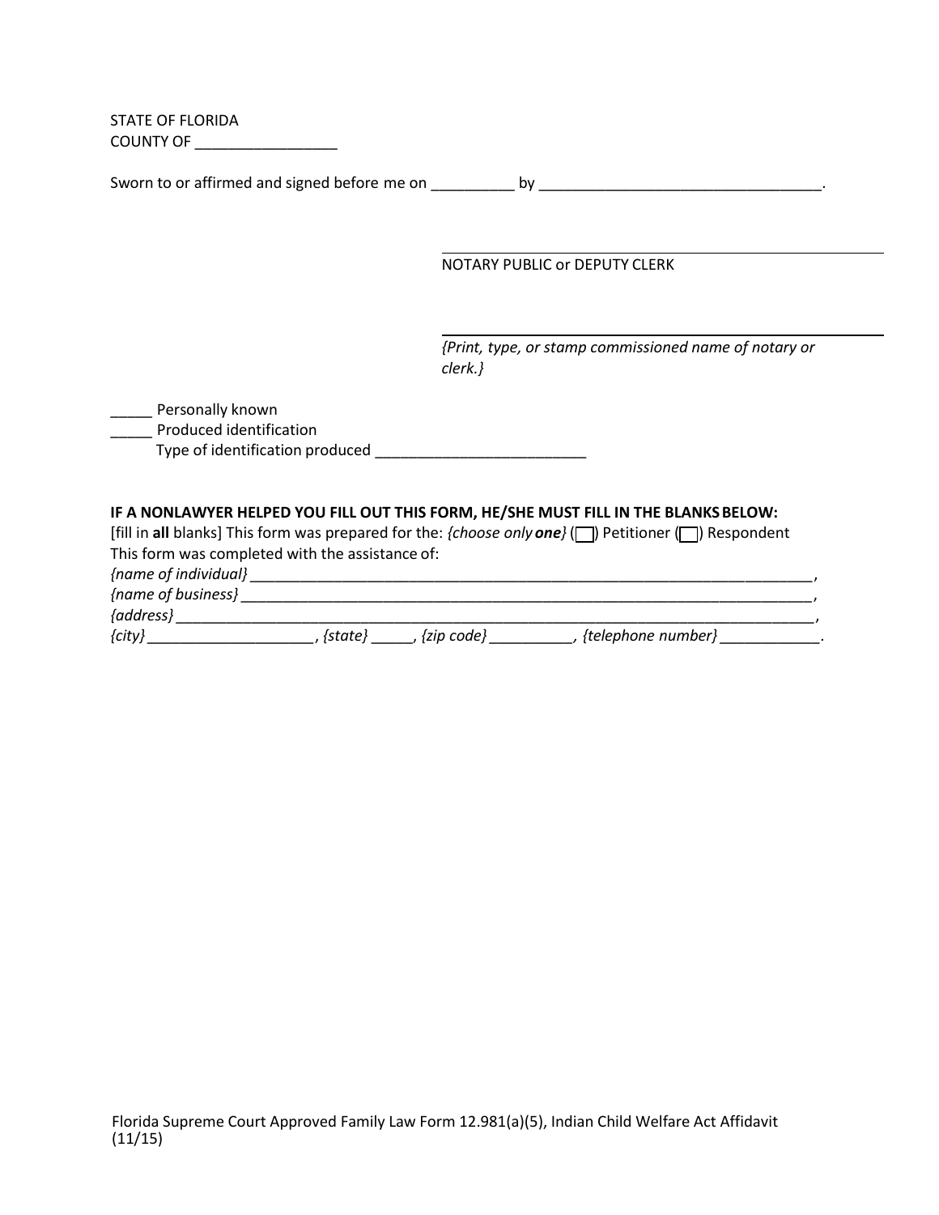STATE OF FLORIDA
COUNTY OF _________________

Sworn to or affirmed and signed before me on __________ by __________________________________.

______________________________________________
NOTARY PUBLIC or DEPUTY CLERK

______________________________________________
*{Print, type, or stamp commissioned name of notary or clerk.}*

_____ Personally known
_____ Produced identification
Type of identification produced __________________________

**IF A NONLAWYER HELPED YOU FILL OUT THIS FORM, HE/SHE MUST FILL IN THE BLANKS BELOW:**
[fill in **all** blanks] This form was prepared for the: *{choose only **one**}* ( ) Petitioner ( ) Respondent
This form was completed with the assistance of:
*{name of individual}* _________________________________________________________________________,
*{name of business}* __________________________________________________________________________,
*{address}* ________________________________________________________________________________,
*{city}* ____________________, *{state}* _____, *{zip code}* __________, *{telephone number}* ____________.

Florida Supreme Court Approved Family Law Form 12.981(a)(5), Indian Child Welfare Act Affidavit (11/15)